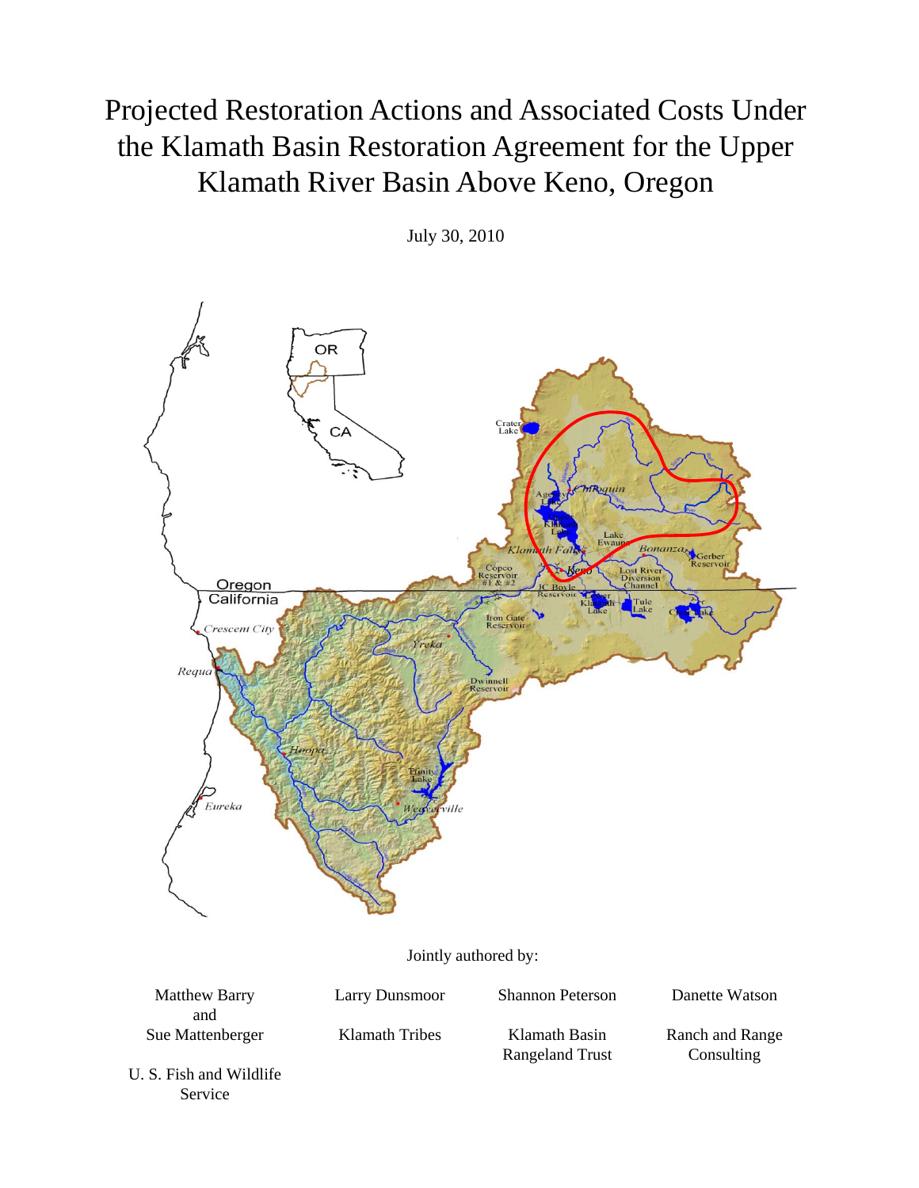# Projected Restoration Actions and Associated Costs Under the Klamath Basin Restoration Agreement for the Upper Klamath River Basin Above Keno, Oregon

July 30, 2010

Jointly authored by:

Matthew Barry and Sue Mattenberger
U. S. Fish and Wildlife Service

Larry Dunsmoor
Klamath Tribes

Shannon Peterson
Klamath Basin Rangeland Trust

Danette Watson
Ranch and Range Consulting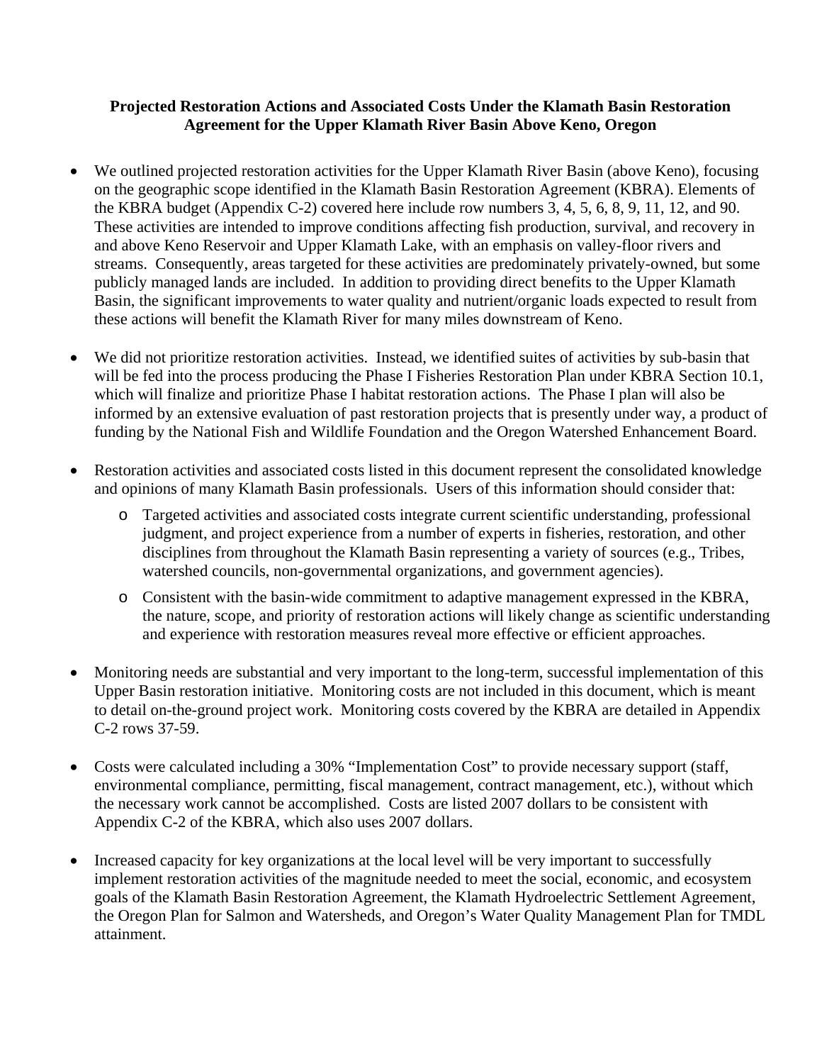**Projected Restoration Actions and Associated Costs Under the Klamath Basin Restoration Agreement for the Upper Klamath River Basin Above Keno, Oregon**

- We outlined projected restoration activities for the Upper Klamath River Basin (above Keno), focusing on the geographic scope identified in the Klamath Basin Restoration Agreement (KBRA). Elements of the KBRA budget (Appendix C-2) covered here include row numbers 3, 4, 5, 6, 8, 9, 11, 12, and 90. These activities are intended to improve conditions affecting fish production, survival, and recovery in and above Keno Reservoir and Upper Klamath Lake, with an emphasis on valley-floor rivers and streams. Consequently, areas targeted for these activities are predominately privately-owned, but some publicly managed lands are included. In addition to providing direct benefits to the Upper Klamath Basin, the significant improvements to water quality and nutrient/organic loads expected to result from these actions will benefit the Klamath River for many miles downstream of Keno.

- We did not prioritize restoration activities. Instead, we identified suites of activities by sub-basin that will be fed into the process producing the Phase I Fisheries Restoration Plan under KBRA Section 10.1, which will finalize and prioritize Phase I habitat restoration actions. The Phase I plan will also be informed by an extensive evaluation of past restoration projects that is presently under way, a product of funding by the National Fish and Wildlife Foundation and the Oregon Watershed Enhancement Board.

- Restoration activities and associated costs listed in this document represent the consolidated knowledge and opinions of many Klamath Basin professionals. Users of this information should consider that:
  - Targeted activities and associated costs integrate current scientific understanding, professional judgment, and project experience from a number of experts in fisheries, restoration, and other disciplines from throughout the Klamath Basin representing a variety of sources (e.g., Tribes, watershed councils, non-governmental organizations, and government agencies).
  - Consistent with the basin-wide commitment to adaptive management expressed in the KBRA, the nature, scope, and priority of restoration actions will likely change as scientific understanding and experience with restoration measures reveal more effective or efficient approaches.

- Monitoring needs are substantial and very important to the long-term, successful implementation of this Upper Basin restoration initiative. Monitoring costs are not included in this document, which is meant to detail on-the-ground project work. Monitoring costs covered by the KBRA are detailed in Appendix C-2 rows 37-59.

- Costs were calculated including a 30% "Implementation Cost" to provide necessary support (staff, environmental compliance, permitting, fiscal management, contract management, etc.), without which the necessary work cannot be accomplished. Costs are listed 2007 dollars to be consistent with Appendix C-2 of the KBRA, which also uses 2007 dollars.

- Increased capacity for key organizations at the local level will be very important to successfully implement restoration activities of the magnitude needed to meet the social, economic, and ecosystem goals of the Klamath Basin Restoration Agreement, the Klamath Hydroelectric Settlement Agreement, the Oregon Plan for Salmon and Watersheds, and Oregon's Water Quality Management Plan for TMDL attainment.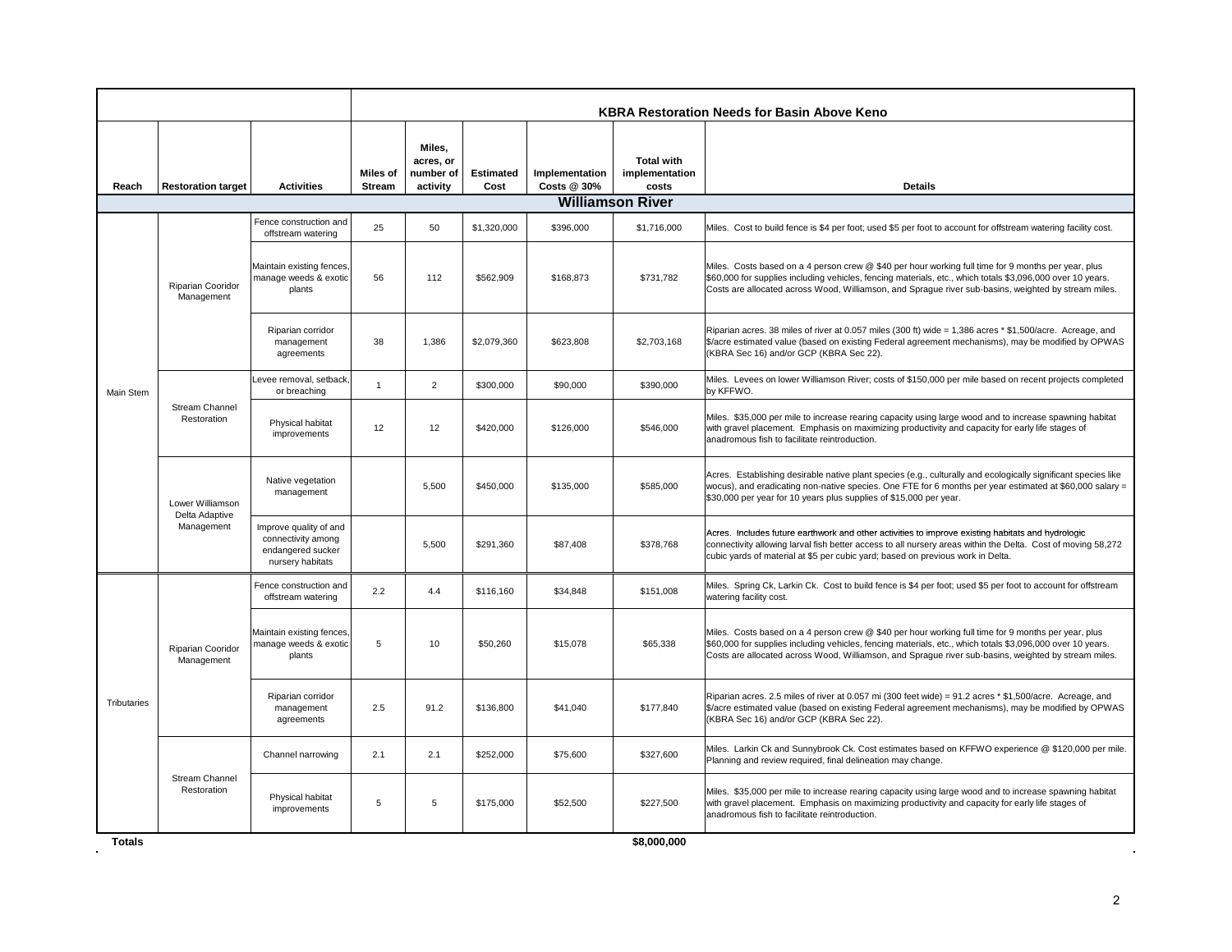| Reach | Restoration target | Activities | Miles of Stream | Miles, acres, or number of activity | Estimated Cost | Implementation Costs @ 30% | Total with implementation costs | Details |
|---|---|---|---|---|---|---|---|---|
| | | | **KBRA Restoration Needs for Basin Above Keno** | | | | | |
| **Williamson River** | | | | | | | | |
| Main Stem | Riparian Cooridor Management | Fence construction and offstream watering | 25 | 50 | $1,320,000 | $396,000 | $1,716,000 | Miles. Cost to build fence is $4 per foot; used $5 per foot to account for offstream watering facility cost. |
| Main Stem | Riparian Cooridor Management | Maintain existing fences, manage weeds & exotic plants | 56 | 112 | $562,909 | $168,873 | $731,782 | Miles. Costs based on a 4 person crew @ $40 per hour working full time for 9 months per year, plus $60,000 for supplies including vehicles, fencing materials, etc., which totals $3,096,000 over 10 years. Costs are allocated across Wood, Williamson, and Sprague river sub-basins, weighted by stream miles. |
| Main Stem | Riparian Cooridor Management | Riparian corridor management agreements | 38 | 1,386 | $2,079,360 | $623,808 | $2,703,168 | Riparian acres. 38 miles of river at 0.057 miles (300 ft) wide = 1,386 acres * $1,500/acre. Acreage, and $/acre estimated value (based on existing Federal agreement mechanisms), may be modified by OPWAS (KBRA Sec 16) and/or GCP (KBRA Sec 22). |
| Main Stem | Stream Channel Restoration | Levee removal, setback, or breaching | 1 | 2 | $300,000 | $90,000 | $390,000 | Miles. Levees on lower Williamson River; costs of $150,000 per mile based on recent projects completed by KFFWO. |
| Main Stem | Stream Channel Restoration | Physical habitat improvements | 12 | 12 | $420,000 | $126,000 | $546,000 | Miles. $35,000 per mile to increase rearing capacity using large wood and to increase spawning habitat with gravel placement. Emphasis on maximizing productivity and capacity for early life stages of anadromous fish to facilitate reintroduction. |
| Main Stem | Lower Williamson Delta Adaptive Management | Native vegetation management | | 5,500 | $450,000 | $135,000 | $585,000 | Acres. Establishing desirable native plant species (e.g., culturally and ecologically significant species like wocus), and eradicating non-native species. One FTE for 6 months per year estimated at $60,000 salary = $30,000 per year for 10 years plus supplies of $15,000 per year. |
| Main Stem | Lower Williamson Delta Adaptive Management | Improve quality of and connectivity among endangered sucker nursery habitats | | 5,500 | $291,360 | $87,408 | $378,768 | Acres. Includes future earthwork and other activities to improve existing habitats and hydrologic connectivity allowing larval fish better access to all nursery areas within the Delta. Cost of moving 58,272 cubic yards of material at $5 per cubic yard; based on previous work in Delta. |
| Tributaries | Riparian Cooridor Management | Fence construction and offstream watering | 2.2 | 4.4 | $116,160 | $34,848 | $151,008 | Miles. Spring Ck, Larkin Ck. Cost to build fence is $4 per foot; used $5 per foot to account for offstream watering facility cost. |
| Tributaries | Riparian Cooridor Management | Maintain existing fences, manage weeds & exotic plants | 5 | 10 | $50,260 | $15,078 | $65,338 | Miles. Costs based on a 4 person crew @ $40 per hour working full time for 9 months per year, plus $60,000 for supplies including vehicles, fencing materials, etc., which totals $3,096,000 over 10 years. Costs are allocated across Wood, Williamson, and Sprague river sub-basins, weighted by stream miles. |
| Tributaries | Riparian Cooridor Management | Riparian corridor management agreements | 2.5 | 91.2 | $136,800 | $41,040 | $177,840 | Riparian acres. 2.5 miles of river at 0.057 mi (300 feet wide) = 91.2 acres * $1,500/acre. Acreage, and $/acre estimated value (based on existing Federal agreement mechanisms), may be modified by OPWAS (KBRA Sec 16) and/or GCP (KBRA Sec 22). |
| Tributaries | Stream Channel Restoration | Channel narrowing | 2.1 | 2.1 | $252,000 | $75,600 | $327,600 | Miles. Larkin Ck and Sunnybrook Ck. Cost estimates based on KFFWO experience @ $120,000 per mile. Planning and review required, final delineation may change. |
| Tributaries | Stream Channel Restoration | Physical habitat improvements | 5 | 5 | $175,000 | $52,500 | $227,500 | Miles. $35,000 per mile to increase rearing capacity using large wood and to increase spawning habitat with gravel placement. Emphasis on maximizing productivity and capacity for early life stages of anadromous fish to facilitate reintroduction. |
| **Totals** | | | | | | | **$8,000,000** | |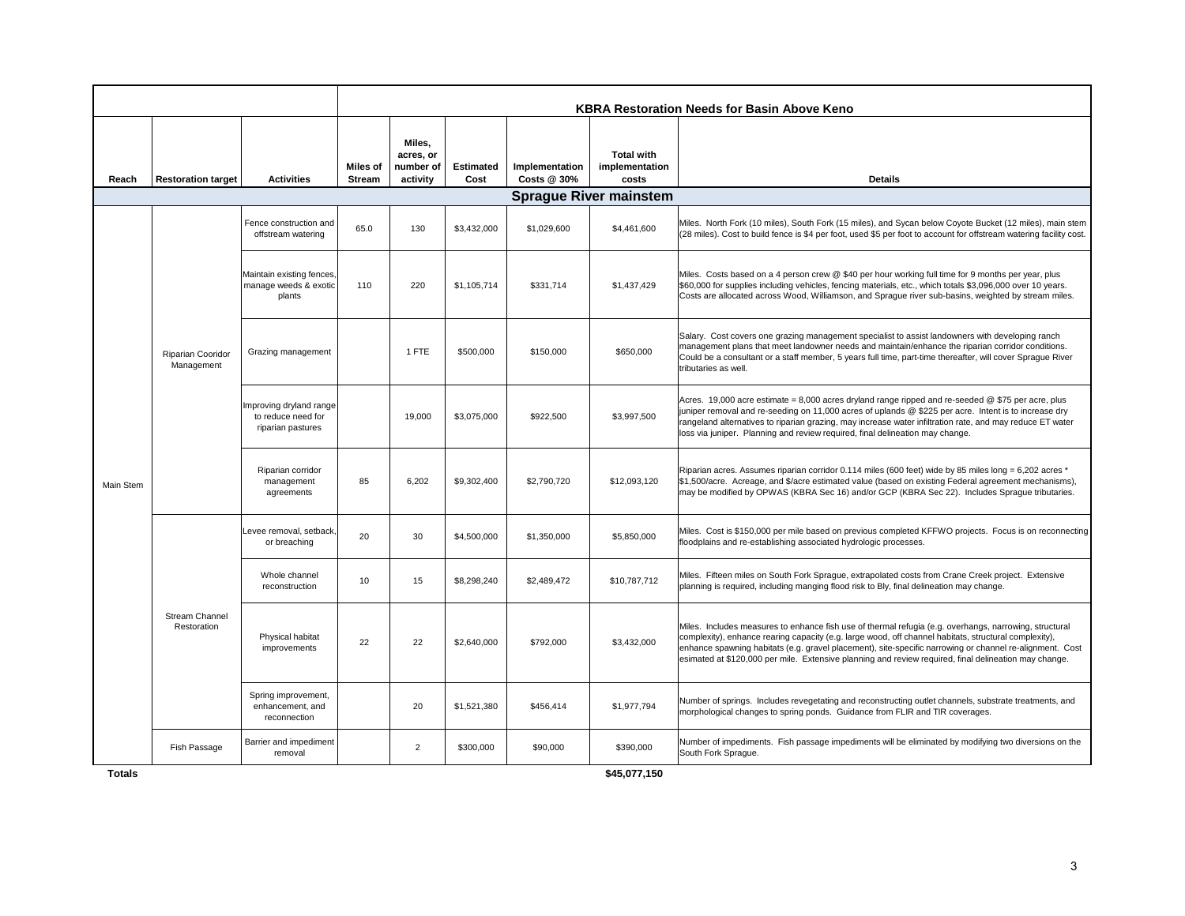| | | | KBRA Restoration Needs for Basin Above Keno | | | | | |
|---|---|---|---|---|---|---|---|---|
| Reach | Restoration target | Activities | Miles of Stream | Miles, acres, or number of activity | Estimated Cost | Implementation Costs @ 30% | Total with implementation costs | Details |
| | | | | | | **Sprague River mainstem** | | |
| Main Stem | Riparian Cooridor Management | Fence construction and offstream watering | 65.0 | 130 | $3,432,000 | $1,029,600 | $4,461,600 | Miles. North Fork (10 miles), South Fork (15 miles), and Sycan below Coyote Bucket (12 miles), main stem (28 miles). Cost to build fence is $4 per foot, used $5 per foot to account for offstream watering facility cost. |
| | | Maintain existing fences, manage weeds & exotic plants | 110 | 220 | $1,105,714 | $331,714 | $1,437,429 | Miles. Costs based on a 4 person crew @ $40 per hour working full time for 9 months per year, plus $60,000 for supplies including vehicles, fencing materials, etc., which totals $3,096,000 over 10 years. Costs are allocated across Wood, Williamson, and Sprague river sub-basins, weighted by stream miles. |
| | | Grazing management | | 1 FTE | $500,000 | $150,000 | $650,000 | Salary. Cost covers one grazing management specialist to assist landowners with developing ranch management plans that meet landowner needs and maintain/enhance the riparian corridor conditions. Could be a consultant or a staff member, 5 years full time, part-time thereafter, will cover Sprague River tributaries as well. |
| | | Improving dryland range to reduce need for riparian pastures | | 19,000 | $3,075,000 | $922,500 | $3,997,500 | Acres. 19,000 acre estimate = 8,000 acres dryland range ripped and re-seeded @ $75 per acre, plus juniper removal and re-seeding on 11,000 acres of uplands @ $225 per acre. Intent is to increase dry rangeland alternatives to riparian grazing, may increase water infiltration rate, and may reduce ET water loss via juniper. Planning and review required, final delineation may change. |
| | | Riparian corridor management agreements | 85 | 6,202 | $9,302,400 | $2,790,720 | $12,093,120 | Riparian acres. Assumes riparian corridor 0.114 miles (600 feet) wide by 85 miles long = 6,202 acres * $1,500/acre. Acreage, and $/acre estimated value (based on existing Federal agreement mechanisms), may be modified by OPWAS (KBRA Sec 16) and/or GCP (KBRA Sec 22). Includes Sprague tributaries. |
| | Stream Channel Restoration | Levee removal, setback, or breaching | 20 | 30 | $4,500,000 | $1,350,000 | $5,850,000 | Miles. Cost is $150,000 per mile based on previous completed KFFWO projects. Focus is on reconnecting floodplains and re-establishing associated hydrologic processes. |
| | | Whole channel reconstruction | 10 | 15 | $8,298,240 | $2,489,472 | $10,787,712 | Miles. Fifteen miles on South Fork Sprague, extrapolated costs from Crane Creek project. Extensive planning is required, including manging flood risk to Bly, final delineation may change. |
| | | Physical habitat improvements | 22 | 22 | $2,640,000 | $792,000 | $3,432,000 | Miles. Includes measures to enhance fish use of thermal refugia (e.g. overhangs, narrowing, structural complexity), enhance rearing capacity (e.g. large wood, off channel habitats, structural complexity), enhance spawning habitats (e.g. gravel placement), site-specific narrowing or channel re-alignment. Cost esimated at $120,000 per mile. Extensive planning and review required, final delineation may change. |
| | | Spring improvement, enhancement, and reconnection | | 20 | $1,521,380 | $456,414 | $1,977,794 | Number of springs. Includes revegetating and reconstructing outlet channels, substrate treatments, and morphological changes to spring ponds. Guidance from FLIR and TIR coverages. |
| | Fish Passage | Barrier and impediment removal | | 2 | $300,000 | $90,000 | $390,000 | Number of impediments. Fish passage impediments will be eliminated by modifying two diversions on the South Fork Sprague. |
| **Totals** | | | | | | | **$45,077,150** | |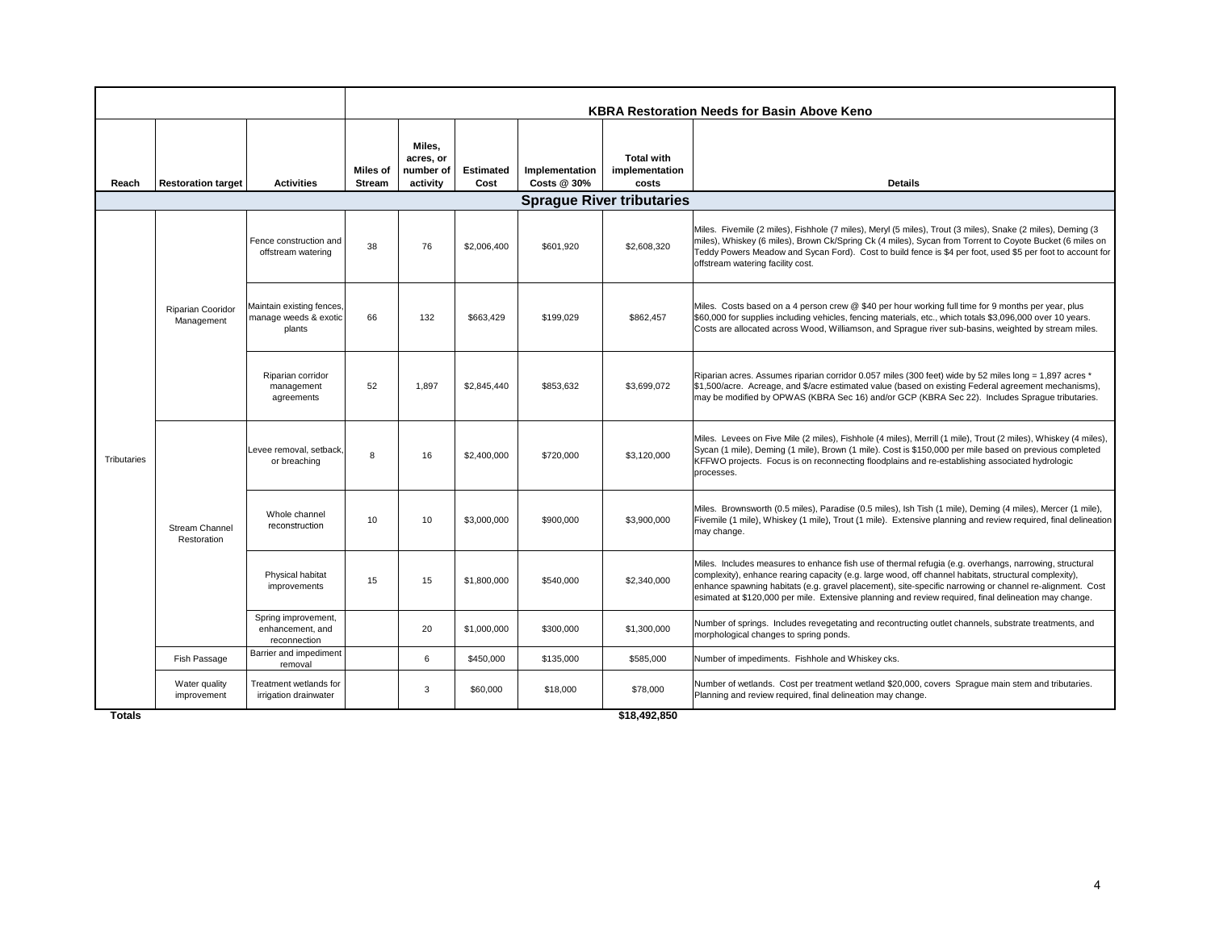| | | | KBRA Restoration Needs for Basin Above Keno | | | | | |
|---|---|---|---|---|---|---|---|---|
| Reach | Restoration target | Activities | Miles of Stream | Miles, acres, or number of activity | Estimated Cost | Implementation Costs @ 30% | Total with implementation costs | Details |
| **Sprague River tributaries** | | | | | | | | |
| Tributaries | Riparian Cooridor Management | Fence construction and offstream watering | 38 | 76 | $2,006,400 | $601,920 | $2,608,320 | Miles. Fivemile (2 miles), Fishhole (7 miles), Meryl (5 miles), Trout (3 miles), Snake (2 miles), Deming (3 miles), Whiskey (6 miles), Brown Ck/Spring Ck (4 miles), Sycan from Torrent to Coyote Bucket (6 miles on Teddy Powers Meadow and Sycan Ford). Cost to build fence is $4 per foot, used $5 per foot to account for offstream watering facility cost. |
| | | Maintain existing fences, manage weeds & exotic plants | 66 | 132 | $663,429 | $199,029 | $862,457 | Miles. Costs based on a 4 person crew @ $40 per hour working full time for 9 months per year, plus $60,000 for supplies including vehicles, fencing materials, etc., which totals $3,096,000 over 10 years. Costs are allocated across Wood, Williamson, and Sprague river sub-basins, weighted by stream miles. |
| | | Riparian corridor management agreements | 52 | 1,897 | $2,845,440 | $853,632 | $3,699,072 | Riparian acres. Assumes riparian corridor 0.057 miles (300 feet) wide by 52 miles long = 1,897 acres * $1,500/acre. Acreage, and $/acre estimated value (based on existing Federal agreement mechanisms), may be modified by OPWAS (KBRA Sec 16) and/or GCP (KBRA Sec 22). Includes Sprague tributaries. |
| | Stream Channel Restoration | Levee removal, setback, or breaching | 8 | 16 | $2,400,000 | $720,000 | $3,120,000 | Miles. Levees on Five Mile (2 miles), Fishhole (4 miles), Merrill (1 mile), Trout (2 miles), Whiskey (4 miles), Sycan (1 mile), Deming (1 mile), Brown (1 mile). Cost is $150,000 per mile based on previous completed KFFWO projects. Focus is on reconnecting floodplains and re-establishing associated hydrologic processes. |
| | | Whole channel reconstruction | 10 | 10 | $3,000,000 | $900,000 | $3,900,000 | Miles. Brownsworth (0.5 miles), Paradise (0.5 miles), Ish Tish (1 mile), Deming (4 miles), Mercer (1 mile), Fivemile (1 mile), Whiskey (1 mile), Trout (1 mile). Extensive planning and review required, final delineation may change. |
| | | Physical habitat improvements | 15 | 15 | $1,800,000 | $540,000 | $2,340,000 | Miles. Includes measures to enhance fish use of thermal refugia (e.g. overhangs, narrowing, structural complexity), enhance rearing capacity (e.g. large wood, off channel habitats, structural complexity), enhance spawning habitats (e.g. gravel placement), site-specific narrowing or channel re-alignment. Cost esimated at $120,000 per mile. Extensive planning and review required, final delineation may change. |
| | | Spring improvement, enhancement, and reconnection | | 20 | $1,000,000 | $300,000 | $1,300,000 | Number of springs. Includes revegetating and recontructing outlet channels, substrate treatments, and morphological changes to spring ponds. |
| | Fish Passage | Barrier and impediment removal | | 6 | $450,000 | $135,000 | $585,000 | Number of impediments. Fishhole and Whiskey cks. |
| | Water quality improvement | Treatment wetlands for irrigation drainwater | | 3 | $60,000 | $18,000 | $78,000 | Number of wetlands. Cost per treatment wetland $20,000, covers Sprague main stem and tributaries. Planning and review required, final delineation may change. |
| **Totals** | | | | | | | $18,492,850 | |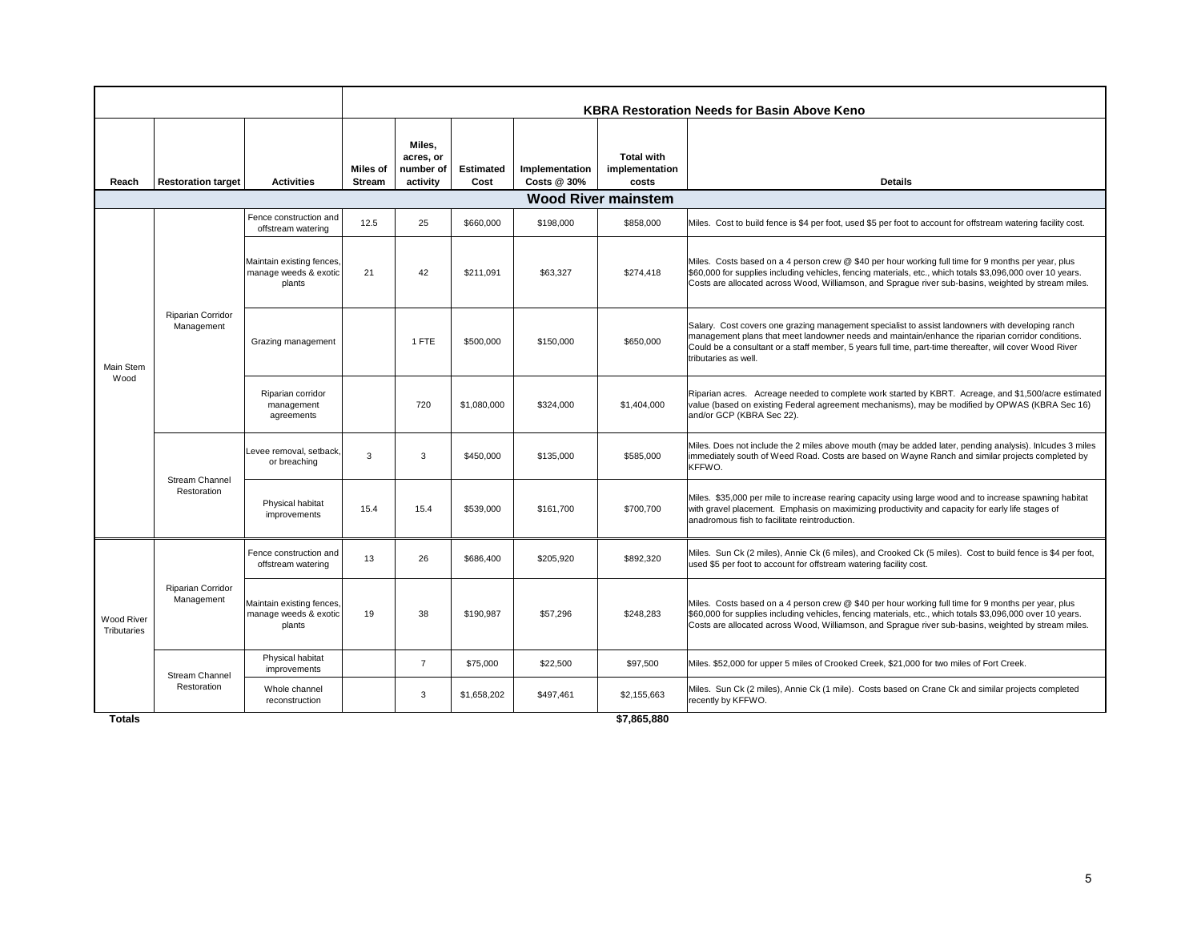| Reach | Restoration target | Activities | Miles of Stream | Miles, acres, or number of activity | Estimated Cost | Implementation Costs @ 30% | Total with implementation costs | Details |
|---|---|---|---|---|---|---|---|---|
| | | | **KBRA Restoration Needs for Basin Above Keno** | | | | | |
| | | | | | | **Wood River mainstem** | | |
| Main Stem Wood | Riparian Corridor Management | Fence construction and offstream watering | 12.5 | 25 | $660,000 | $198,000 | $858,000 | Miles. Cost to build fence is $4 per foot, used $5 per foot to account for offstream watering facility cost. |
| | | Maintain existing fences, manage weeds & exotic plants | 21 | 42 | $211,091 | $63,327 | $274,418 | Miles. Costs based on a 4 person crew @ $40 per hour working full time for 9 months per year, plus $60,000 for supplies including vehicles, fencing materials, etc., which totals $3,096,000 over 10 years. Costs are allocated across Wood, Williamson, and Sprague river sub-basins, weighted by stream miles. |
| | | Grazing management | | 1 FTE | $500,000 | $150,000 | $650,000 | Salary. Cost covers one grazing management specialist to assist landowners with developing ranch management plans that meet landowner needs and maintain/enhance the riparian corridor conditions. Could be a consultant or a staff member, 5 years full time, part-time thereafter, will cover Wood River tributaries as well. |
| | | Riparian corridor management agreements | | 720 | $1,080,000 | $324,000 | $1,404,000 | Riparian acres. Acreage needed to complete work started by KBRT. Acreage, and $1,500/acre estimated value (based on existing Federal agreement mechanisms), may be modified by OPWAS (KBRA Sec 16) and/or GCP (KBRA Sec 22). |
| | Stream Channel Restoration | Levee removal, setback, or breaching | 3 | 3 | $450,000 | $135,000 | $585,000 | Miles. Does not include the 2 miles above mouth (may be added later, pending analysis). Inlcudes 3 miles immediately south of Weed Road. Costs are based on Wayne Ranch and similar projects completed by KFFWO. |
| | | Physical habitat improvements | 15.4 | 15.4 | $539,000 | $161,700 | $700,700 | Miles. $35,000 per mile to increase rearing capacity using large wood and to increase spawning habitat with gravel placement. Emphasis on maximizing productivity and capacity for early life stages of anadromous fish to facilitate reintroduction. |
| Wood River Tributaries | Riparian Corridor Management | Fence construction and offstream watering | 13 | 26 | $686,400 | $205,920 | $892,320 | Miles. Sun Ck (2 miles), Annie Ck (6 miles), and Crooked Ck (5 miles). Cost to build fence is $4 per foot, used $5 per foot to account for offstream watering facility cost. |
| | | Maintain existing fences, manage weeds & exotic plants | 19 | 38 | $190,987 | $57,296 | $248,283 | Miles. Costs based on a 4 person crew @ $40 per hour working full time for 9 months per year, plus $60,000 for supplies including vehicles, fencing materials, etc., which totals $3,096,000 over 10 years. Costs are allocated across Wood, Williamson, and Sprague river sub-basins, weighted by stream miles. |
| | Stream Channel Restoration | Physical habitat improvements | | 7 | $75,000 | $22,500 | $97,500 | Miles. $52,000 for upper 5 miles of Crooked Creek, $21,000 for two miles of Fort Creek. |
| | | Whole channel reconstruction | | 3 | $1,658,202 | $497,461 | $2,155,663 | Miles. Sun Ck (2 miles), Annie Ck (1 mile). Costs based on Crane Ck and similar projects completed recently by KFFWO. |
| **Totals** | | | | | | | **$7,865,880** | |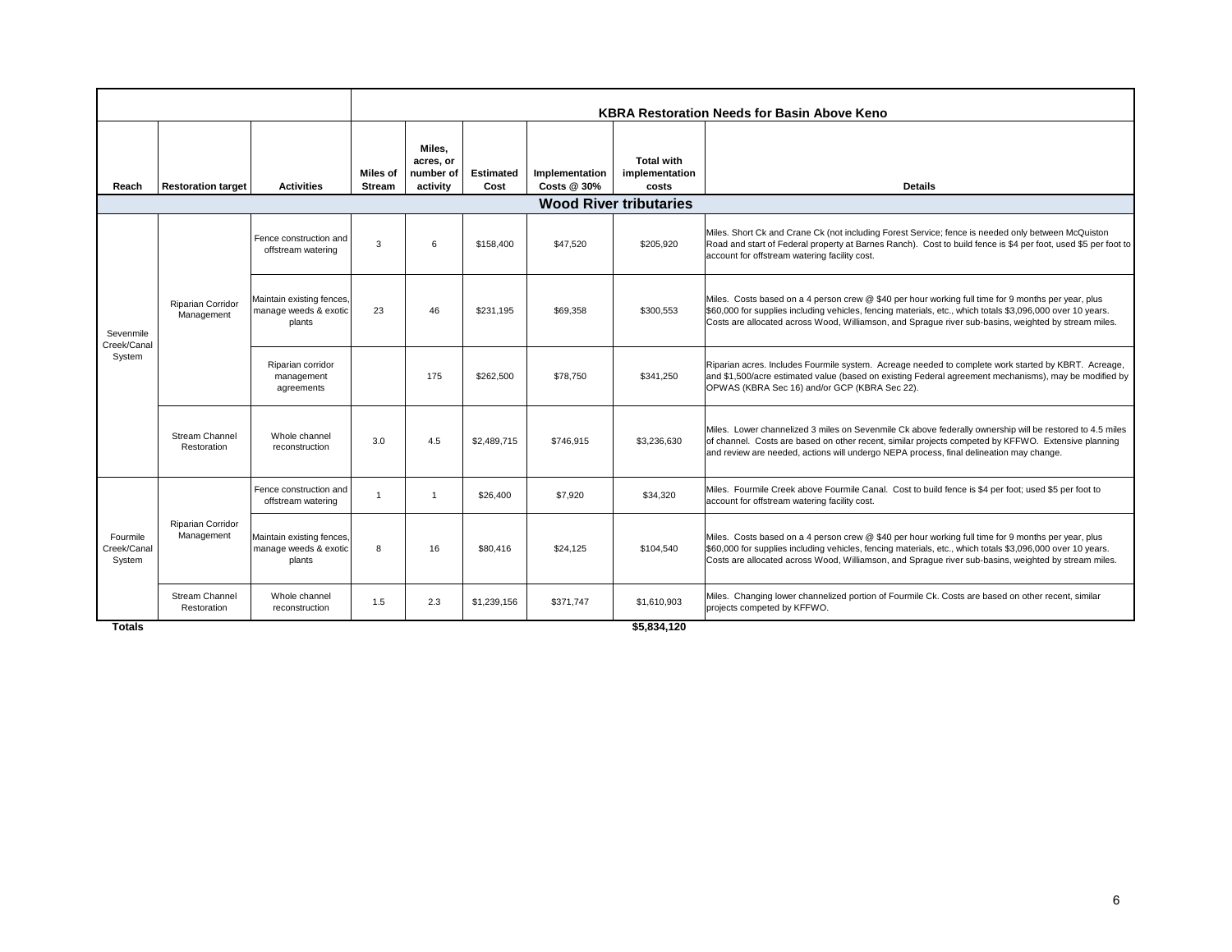| | | | KBRA Restoration Needs for Basin Above Keno | | | | | |
|---|---|---|---|---|---|---|---|---|
| **Reach** | **Restoration target** | **Activities** | **Miles of Stream** | **Miles, acres, or number of activity** | **Estimated Cost** | **Implementation Costs @ 30%** | **Total with implementation costs** | **Details** |
| | | | | | | | **Wood River tributaries** | |
| Sevenmile Creek/Canal System | Riparian Corridor Management | Fence construction and offstream watering | 3 | 6 | $158,400 | $47,520 | $205,920 | Miles. Short Ck and Crane Ck (not including Forest Service; fence is needed only between McQuiston Road and start of Federal property at Barnes Ranch). Cost to build fence is $4 per foot, used $5 per foot to account for offstream watering facility cost. |
| | | Maintain existing fences, manage weeds & exotic plants | 23 | 46 | $231,195 | $69,358 | $300,553 | Miles. Costs based on a 4 person crew @ $40 per hour working full time for 9 months per year, plus $60,000 for supplies including vehicles, fencing materials, etc., which totals $3,096,000 over 10 years. Costs are allocated across Wood, Williamson, and Sprague river sub-basins, weighted by stream miles. |
| | | Riparian corridor management agreements | | 175 | $262,500 | $78,750 | $341,250 | Riparian acres. Includes Fourmile system. Acreage needed to complete work started by KBRT. Acreage, and $1,500/acre estimated value (based on existing Federal agreement mechanisms), may be modified by OPWAS (KBRA Sec 16) and/or GCP (KBRA Sec 22). |
| | Stream Channel Restoration | Whole channel reconstruction | 3.0 | 4.5 | $2,489,715 | $746,915 | $3,236,630 | Miles. Lower channelized 3 miles on Sevenmile Ck above federally ownership will be restored to 4.5 miles of channel. Costs are based on other recent, similar projects competed by KFFWO. Extensive planning and review are needed, actions will undergo NEPA process, final delineation may change. |
| Fourmile Creek/Canal System | Riparian Corridor Management | Fence construction and offstream watering | 1 | 1 | $26,400 | $7,920 | $34,320 | Miles. Fourmile Creek above Fourmile Canal. Cost to build fence is $4 per foot; used $5 per foot to account for offstream watering facility cost. |
| | | Maintain existing fences, manage weeds & exotic plants | 8 | 16 | $80,416 | $24,125 | $104,540 | Miles. Costs based on a 4 person crew @ $40 per hour working full time for 9 months per year, plus $60,000 for supplies including vehicles, fencing materials, etc., which totals $3,096,000 over 10 years. Costs are allocated across Wood, Williamson, and Sprague river sub-basins, weighted by stream miles. |
| | Stream Channel Restoration | Whole channel reconstruction | 1.5 | 2.3 | $1,239,156 | $371,747 | $1,610,903 | Miles. Changing lower channelized portion of Fourmile Ck. Costs are based on other recent, similar projects competed by KFFWO. |
| **Totals** | | | | | | | **$5,834,120** | |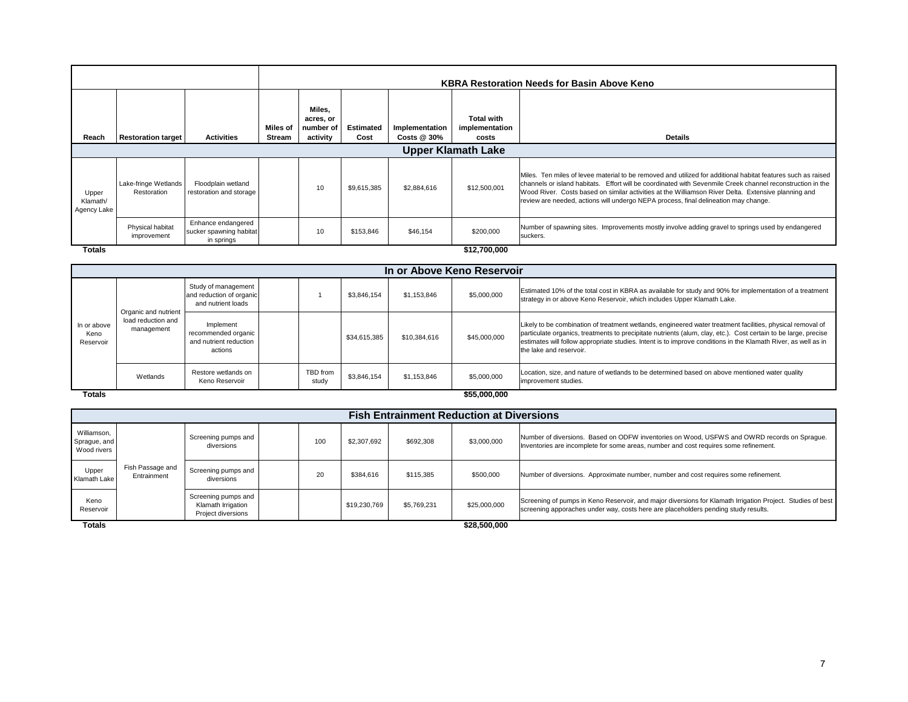| Reach | Restoration target | Activities | Miles of Stream | Miles, acres, or number of activity | Estimated Cost | Implementation Costs @ 30% | Total with implementation costs | Details |
|---|---|---|---|---|---|---|---|---|
| | | | **KBRA Restoration Needs for Basin Above Keno** | | | | | |
| **Upper Klamath Lake** | | | | | | | | |
| Upper Klamath/ Agency Lake | Lake-fringe Wetlands Restoration | Floodplain wetland restoration and storage | | 10 | $9,615,385 | $2,884,616 | $12,500,001 | Miles. Ten miles of levee material to be removed and utilized for additional habitat features such as raised channels or island habitats. Effort will be coordinated with Sevenmile Creek channel reconstruction in the Wood River. Costs based on similar activities at the Williamson River Delta. Extensive planning and review are needed, actions will undergo NEPA process, final delineation may change. |
| | Physical habitat improvement | Enhance endangered sucker spawning habitat in springs | | 10 | $153,846 | $46,154 | $200,000 | Number of spawning sites. Improvements mostly involve adding gravel to springs used by endangered suckers. |
| **Totals** | | | | | | | **$12,700,000** | |
| **In or Above Keno Reservoir** | | | | | | | | |
| In or above Keno Reservoir | Organic and nutrient load reduction and management | Study of management and reduction of organic and nutrient loads | | 1 | $3,846,154 | $1,153,846 | $5,000,000 | Estimated 10% of the total cost in KBRA as available for study and 90% for implementation of a treatment strategy in or above Keno Reservoir, which includes Upper Klamath Lake. |
| | | Implement recommended organic and nutrient reduction actions | | | $34,615,385 | $10,384,616 | $45,000,000 | Likely to be combination of treatment wetlands, engineered water treatment facilities, physical removal of particulate organics, treatments to precipitate nutrients (alum, clay, etc.). Cost certain to be large, precise estimates will follow appropriate studies. Intent is to improve conditions in the Klamath River, as well as in the lake and reservoir. |
| | Wetlands | Restore wetlands on Keno Reservoir | | TBD from study | $3,846,154 | $1,153,846 | $5,000,000 | Location, size, and nature of wetlands to be determined based on above mentioned water quality improvement studies. |
| **Totals** | | | | | | | **$55,000,000** | |
| **Fish Entrainment Reduction at Diversions** | | | | | | | | |
| Williamson, Sprague, and Wood rivers | Fish Passage and Entrainment | Screening pumps and diversions | | 100 | $2,307,692 | $692,308 | $3,000,000 | Number of diversions. Based on ODFW inventories on Wood, USFWS and OWRD records on Sprague. Inventories are incomplete for some areas, number and cost requires some refinement. |
| Upper Klamath Lake | | Screening pumps and diversions | | 20 | $384,616 | $115,385 | $500,000 | Number of diversions. Approximate number, number and cost requires some refinement. |
| Keno Reservoir | | Screening pumps and Klamath Irrigation Project diversions | | | $19,230,769 | $5,769,231 | $25,000,000 | Screening of pumps in Keno Reservoir, and major diversions for Klamath Irrigation Project. Studies of best screening apporaches under way, costs here are placeholders pending study results. |
| **Totals** | | | | | | | **$28,500,000** | |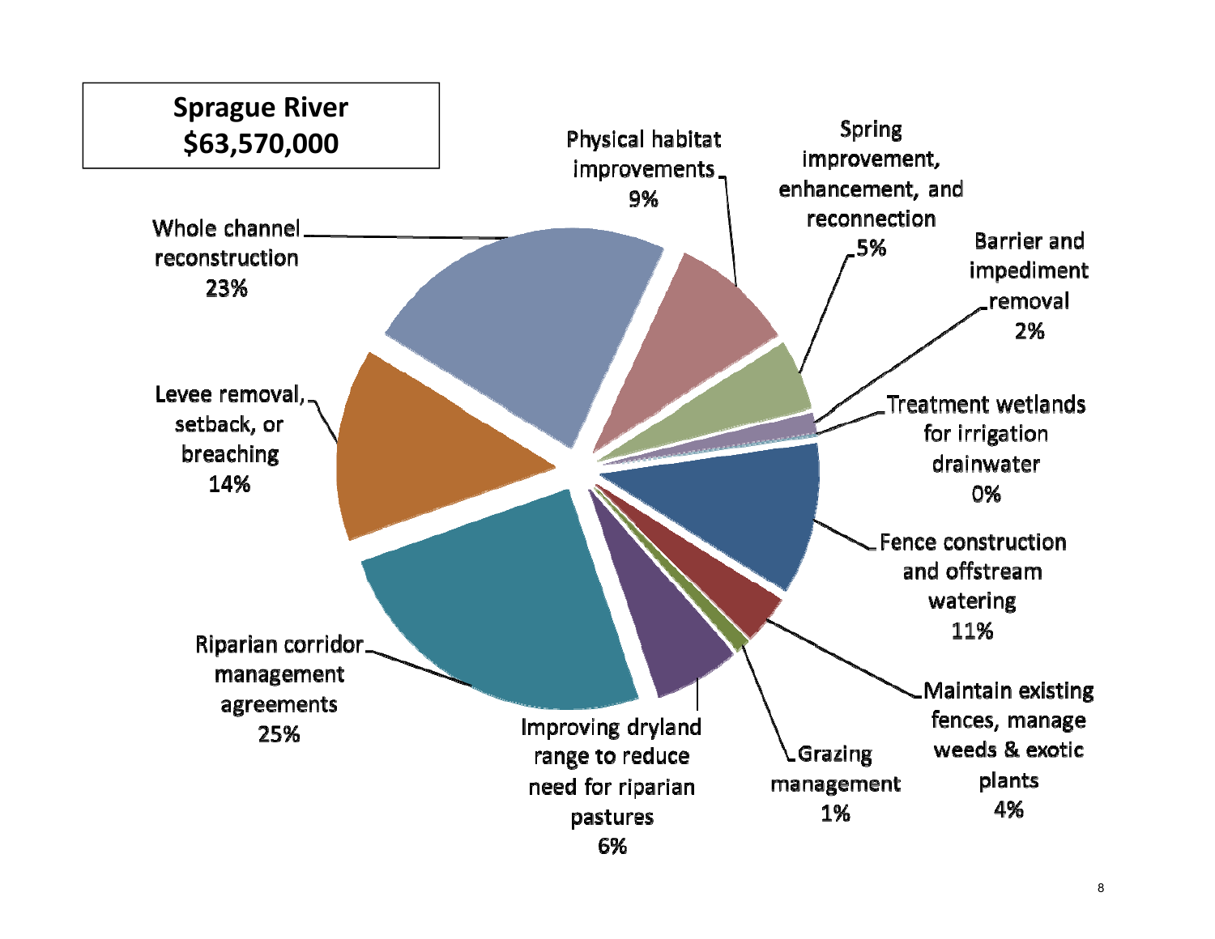**Sprague River**
**$63,570,000**

- Whole channel reconstruction 23%
- Physical habitat improvements 9%
- Spring improvement, enhancement, and reconnection 5%
- Barrier and impediment removal 2%
- Treatment wetlands for irrigation drainwater 0%
- Fence construction and offstream watering 11%
- Maintain existing fences, manage weeds & exotic plants 4%
- Grazing management 1%
- Improving dryland range to reduce need for riparian pastures 6%
- Riparian corridor management agreements 25%
- Levee removal, setback, or breaching 14%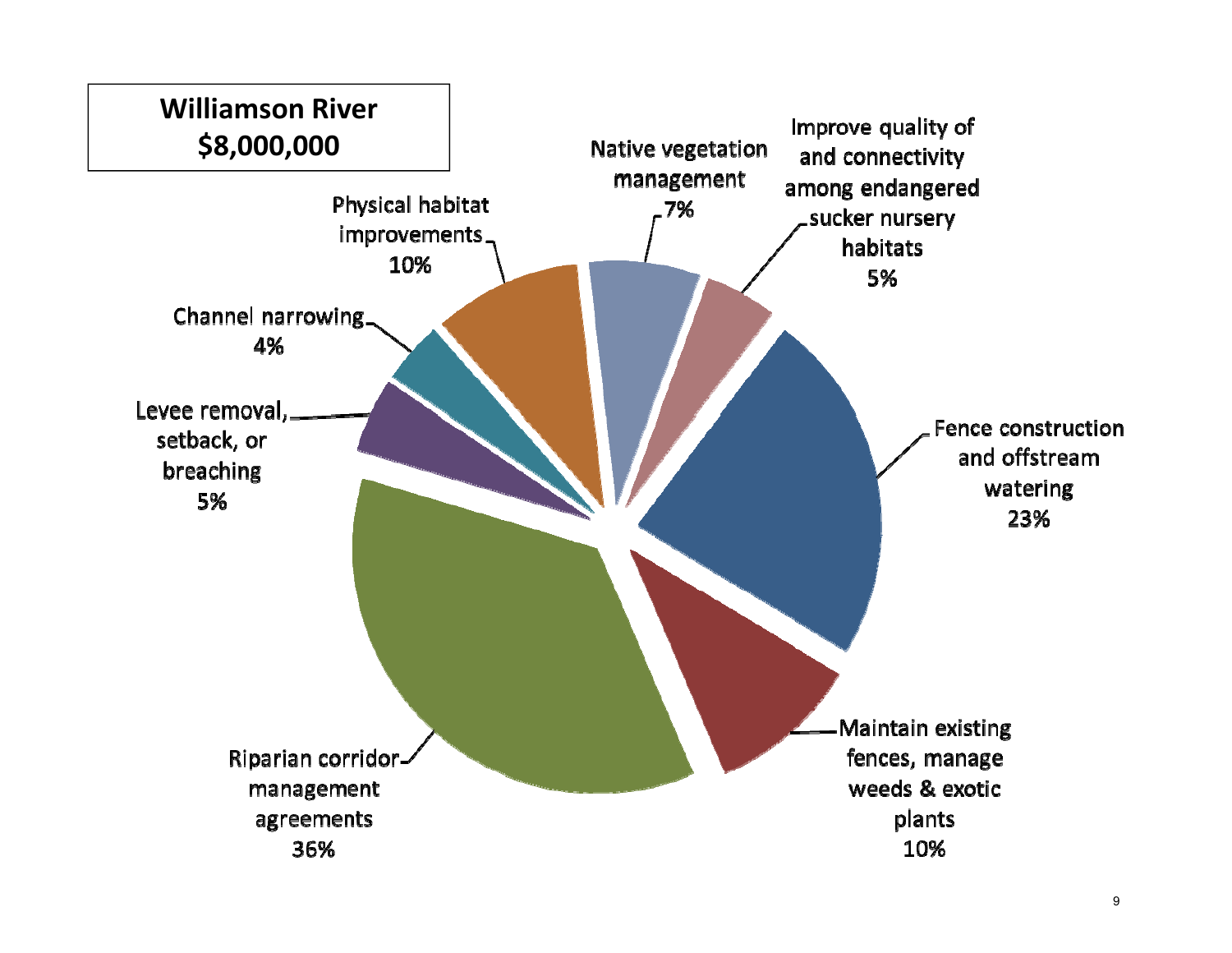**Williamson River**
**$8,000,000**

| Category | Percentage |
| --- | --- |
| Riparian corridor management agreements | 36% |
| Fence construction and offstream watering | 23% |
| Physical habitat improvements | 10% |
| Maintain existing fences, manage weeds & exotic plants | 10% |
| Native vegetation management | 7% |
| Improve quality of and connectivity among endangered sucker nursery habitats | 5% |
| Levee removal, setback, or breaching | 5% |
| Channel narrowing | 4% |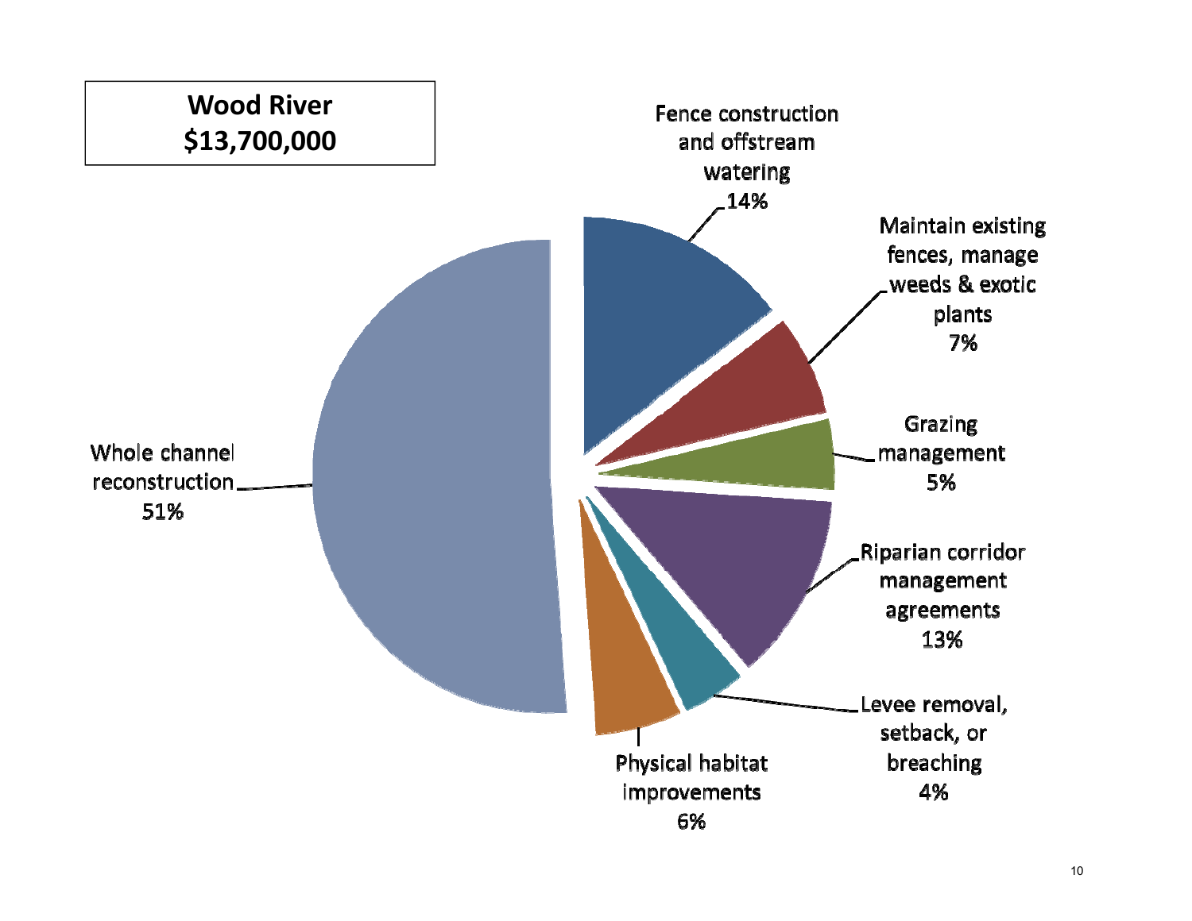**Wood River**
**$13,700,000**

- Fence construction and offstream watering 14%
- Maintain existing fences, manage weeds & exotic plants 7%
- Grazing management 5%
- Riparian corridor management agreements 13%
- Levee removal, setback, or breaching 4%
- Physical habitat improvements 6%
- Whole channel reconstruction 51%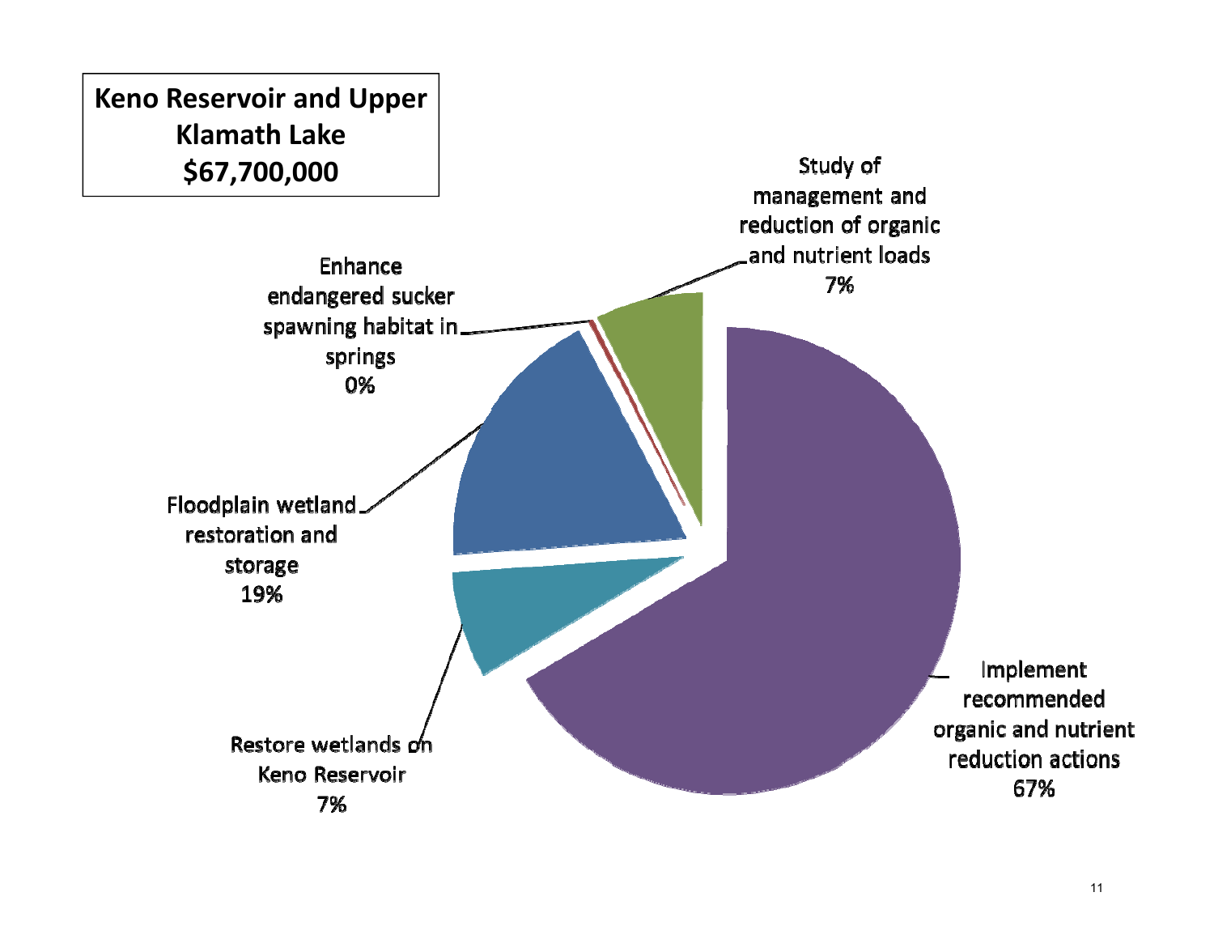**Keno Reservoir and Upper Klamath Lake**
**$67,700,000**

Study of management and reduction of organic and nutrient loads
7%

Enhance endangered sucker spawning habitat in springs
0%

Floodplain wetland restoration and storage
19%

Restore wetlands on Keno Reservoir
7%

Implement recommended organic and nutrient reduction actions
67%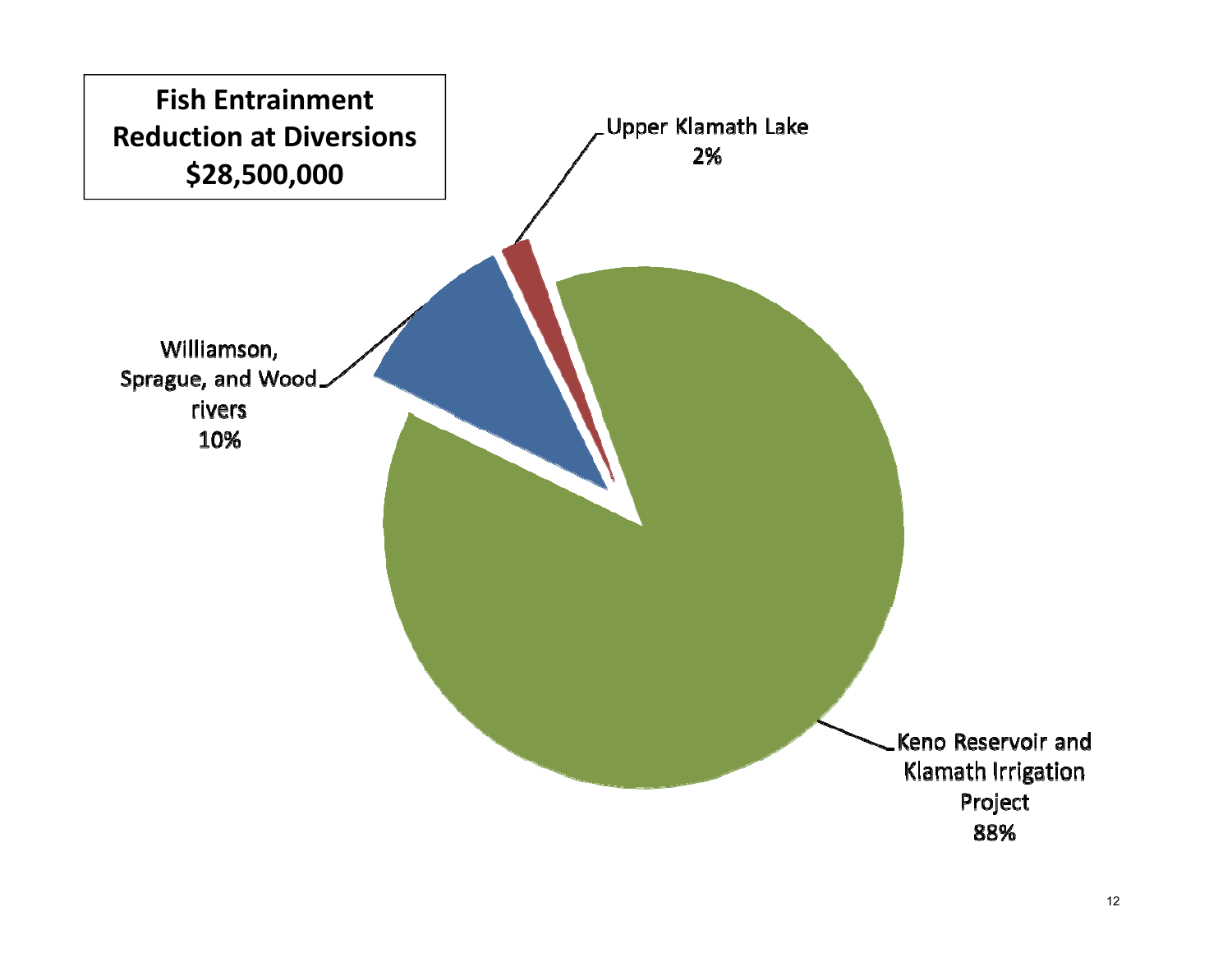**Fish Entrainment Reduction at Diversions**
**$28,500,000**

Upper Klamath Lake
2%

Williamson, Sprague, and Wood rivers
10%

Keno Reservoir and Klamath Irrigation Project
88%